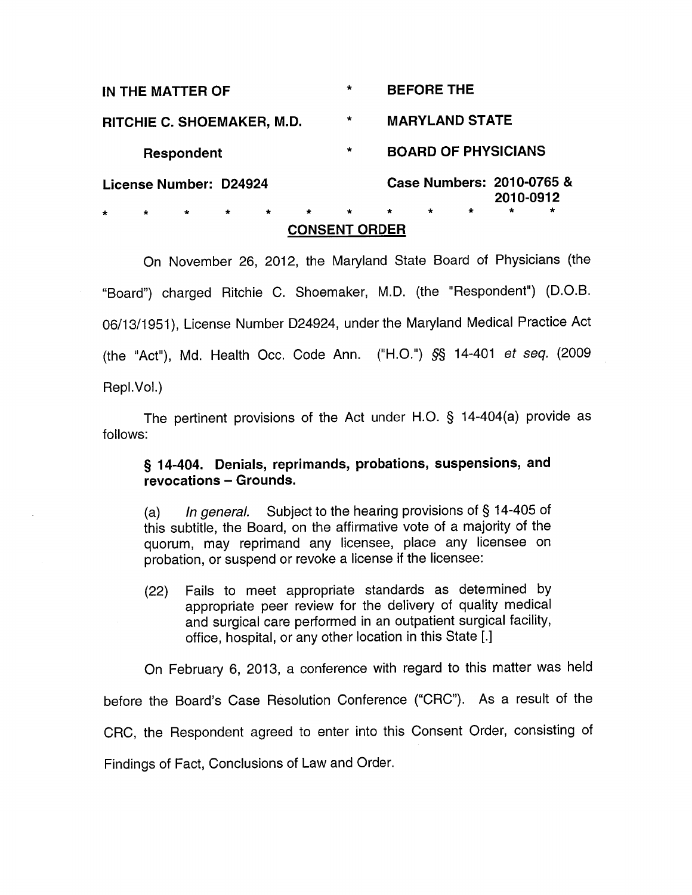| IN THE MATTER OF | * | BEFORE THE |
|---|---|---|
| RITCHIE C. SHOEMAKER, M.D. | * | MARYLAND STATE |
| Respondent | * | BOARD OF PHYSICIANS |
| License Number: D24924 | | Case Numbers: 2010-0765 & 2010-0912 |

\* \* \* \* \* \* \* \* \* \* \* \*

## CONSENT ORDER

On November 26, 2012, the Maryland State Board of Physicians (the "Board") charged Ritchie C. Shoemaker, M.D. (the "Respondent") (D.O.B. 06/13/1951), License Number D24924, under the Maryland Medical Practice Act (the "Act"), Md. Health Occ. Code Ann. ("H.O.") §§ 14-401 *et seq.* (2009 Repl.Vol.)

The pertinent provisions of the Act under H.O. § 14-404(a) provide as follows:

> **§ 14-404. Denials, reprimands, probations, suspensions, and revocations – Grounds.**
>
> (a) *In general.* Subject to the hearing provisions of § 14-405 of this subtitle, the Board, on the affirmative vote of a majority of the quorum, may reprimand any licensee, place any licensee on probation, or suspend or revoke a license if the licensee:
>
> (22) Fails to meet appropriate standards as determined by appropriate peer review for the delivery of quality medical and surgical care performed in an outpatient surgical facility, office, hospital, or any other location in this State [.]

On February 6, 2013, a conference with regard to this matter was held before the Board's Case Resolution Conference ("CRC"). As a result of the CRC, the Respondent agreed to enter into this Consent Order, consisting of Findings of Fact, Conclusions of Law and Order.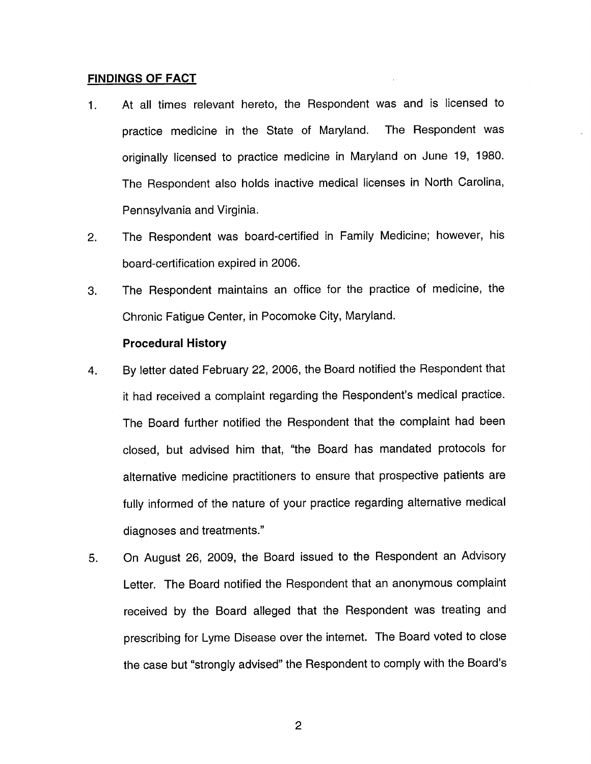## FINDINGS OF FACT

1. At all times relevant hereto, the Respondent was and is licensed to practice medicine in the State of Maryland. The Respondent was originally licensed to practice medicine in Maryland on June 19, 1980. The Respondent also holds inactive medical licenses in North Carolina, Pennsylvania and Virginia.

2. The Respondent was board-certified in Family Medicine; however, his board-certification expired in 2006.

3. The Respondent maintains an office for the practice of medicine, the Chronic Fatigue Center, in Pocomoke City, Maryland.

### Procedural History

4. By letter dated February 22, 2006, the Board notified the Respondent that it had received a complaint regarding the Respondent's medical practice. The Board further notified the Respondent that the complaint had been closed, but advised him that, "the Board has mandated protocols for alternative medicine practitioners to ensure that prospective patients are fully informed of the nature of your practice regarding alternative medical diagnoses and treatments."

5. On August 26, 2009, the Board issued to the Respondent an Advisory Letter. The Board notified the Respondent that an anonymous complaint received by the Board alleged that the Respondent was treating and prescribing for Lyme Disease over the internet. The Board voted to close the case but "strongly advised" the Respondent to comply with the Board's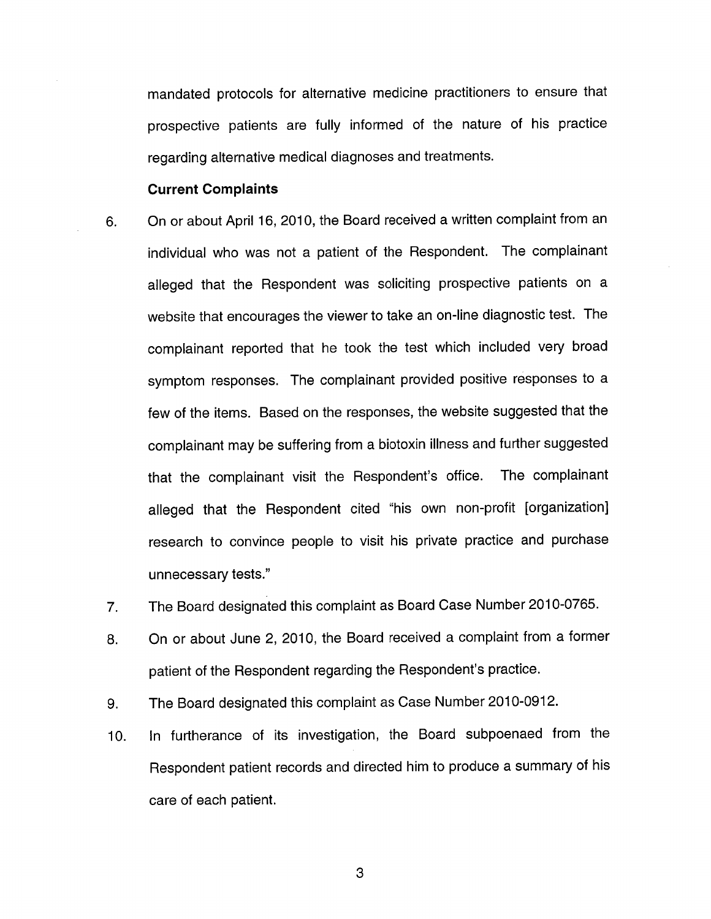mandated protocols for alternative medicine practitioners to ensure that prospective patients are fully informed of the nature of his practice regarding alternative medical diagnoses and treatments.

**Current Complaints**

6. On or about April 16, 2010, the Board received a written complaint from an individual who was not a patient of the Respondent. The complainant alleged that the Respondent was soliciting prospective patients on a website that encourages the viewer to take an on-line diagnostic test. The complainant reported that he took the test which included very broad symptom responses. The complainant provided positive responses to a few of the items. Based on the responses, the website suggested that the complainant may be suffering from a biotoxin illness and further suggested that the complainant visit the Respondent's office. The complainant alleged that the Respondent cited "his own non-profit [organization] research to convince people to visit his private practice and purchase unnecessary tests."

7. The Board designated this complaint as Board Case Number 2010-0765.

8. On or about June 2, 2010, the Board received a complaint from a former patient of the Respondent regarding the Respondent's practice.

9. The Board designated this complaint as Case Number 2010-0912.

10. In furtherance of its investigation, the Board subpoenaed from the Respondent patient records and directed him to produce a summary of his care of each patient.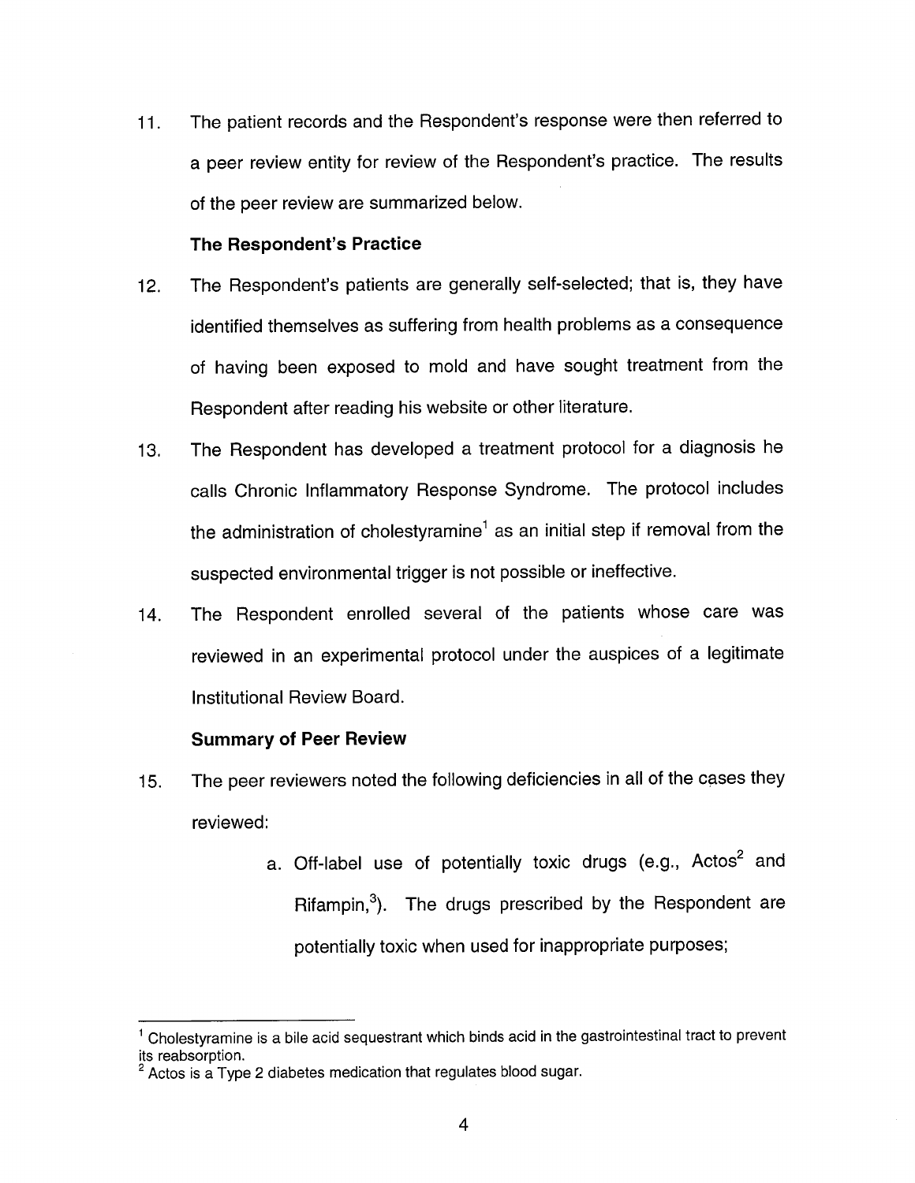11. The patient records and the Respondent's response were then referred to a peer review entity for review of the Respondent's practice. The results of the peer review are summarized below.

**The Respondent's Practice**

12. The Respondent's patients are generally self-selected; that is, they have identified themselves as suffering from health problems as a consequence of having been exposed to mold and have sought treatment from the Respondent after reading his website or other literature.

13. The Respondent has developed a treatment protocol for a diagnosis he calls Chronic Inflammatory Response Syndrome. The protocol includes the administration of cholestyramine[1] as an initial step if removal from the suspected environmental trigger is not possible or ineffective.

14. The Respondent enrolled several of the patients whose care was reviewed in an experimental protocol under the auspices of a legitimate Institutional Review Board.

**Summary of Peer Review**

15. The peer reviewers noted the following deficiencies in all of the cases they reviewed:

    a. Off-label use of potentially toxic drugs (e.g., Actos[2] and Rifampin,[3]). The drugs prescribed by the Respondent are potentially toxic when used for inappropriate purposes;

---

[1] Cholestyramine is a bile acid sequestrant which binds acid in the gastrointestinal tract to prevent its reabsorption.

[2] Actos is a Type 2 diabetes medication that regulates blood sugar.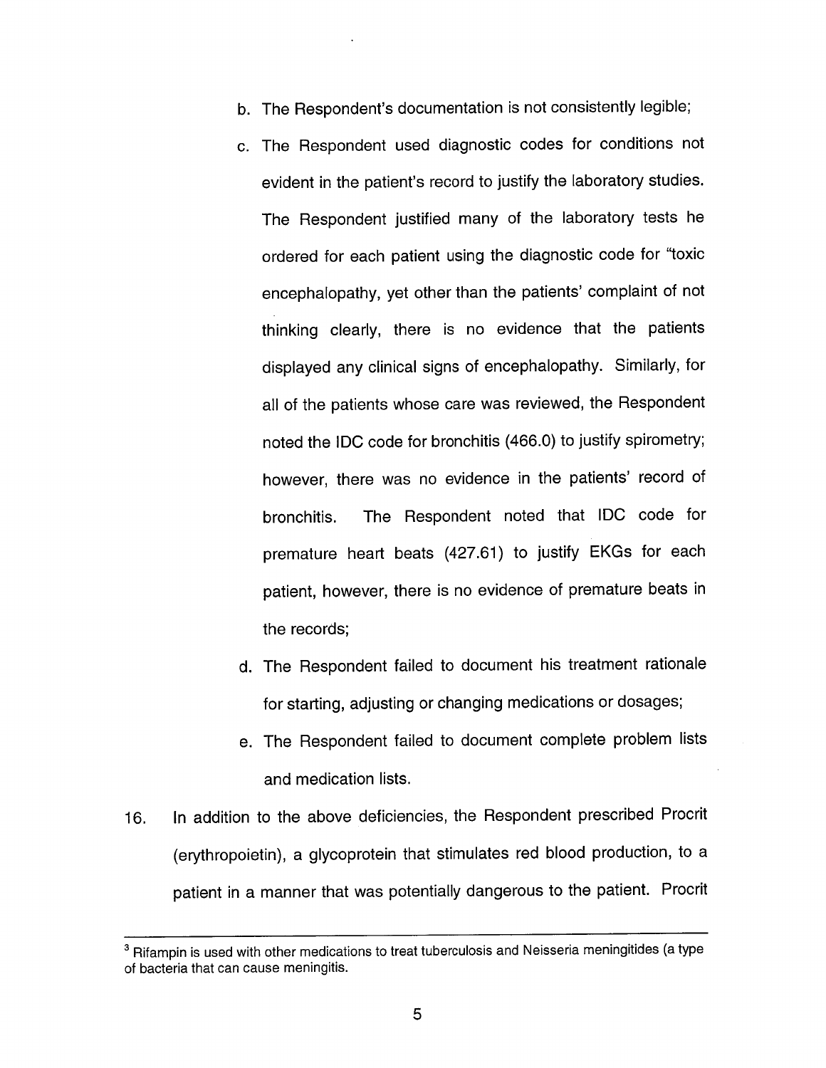b. The Respondent's documentation is not consistently legible;

c. The Respondent used diagnostic codes for conditions not evident in the patient's record to justify the laboratory studies. The Respondent justified many of the laboratory tests he ordered for each patient using the diagnostic code for "toxic encephalopathy, yet other than the patients' complaint of not thinking clearly, there is no evidence that the patients displayed any clinical signs of encephalopathy. Similarly, for all of the patients whose care was reviewed, the Respondent noted the IDC code for bronchitis (466.0) to justify spirometry; however, there was no evidence in the patients' record of bronchitis. The Respondent noted that IDC code for premature heart beats (427.61) to justify EKGs for each patient, however, there is no evidence of premature beats in the records;

d. The Respondent failed to document his treatment rationale for starting, adjusting or changing medications or dosages;

e. The Respondent failed to document complete problem lists and medication lists.

16. In addition to the above deficiencies, the Respondent prescribed Procrit (erythropoietin), a glycoprotein that stimulates red blood production, to a patient in a manner that was potentially dangerous to the patient. Procrit

---

[3] Rifampin is used with other medications to treat tuberculosis and Neisseria meningitides (a type of bacteria that can cause meningitis.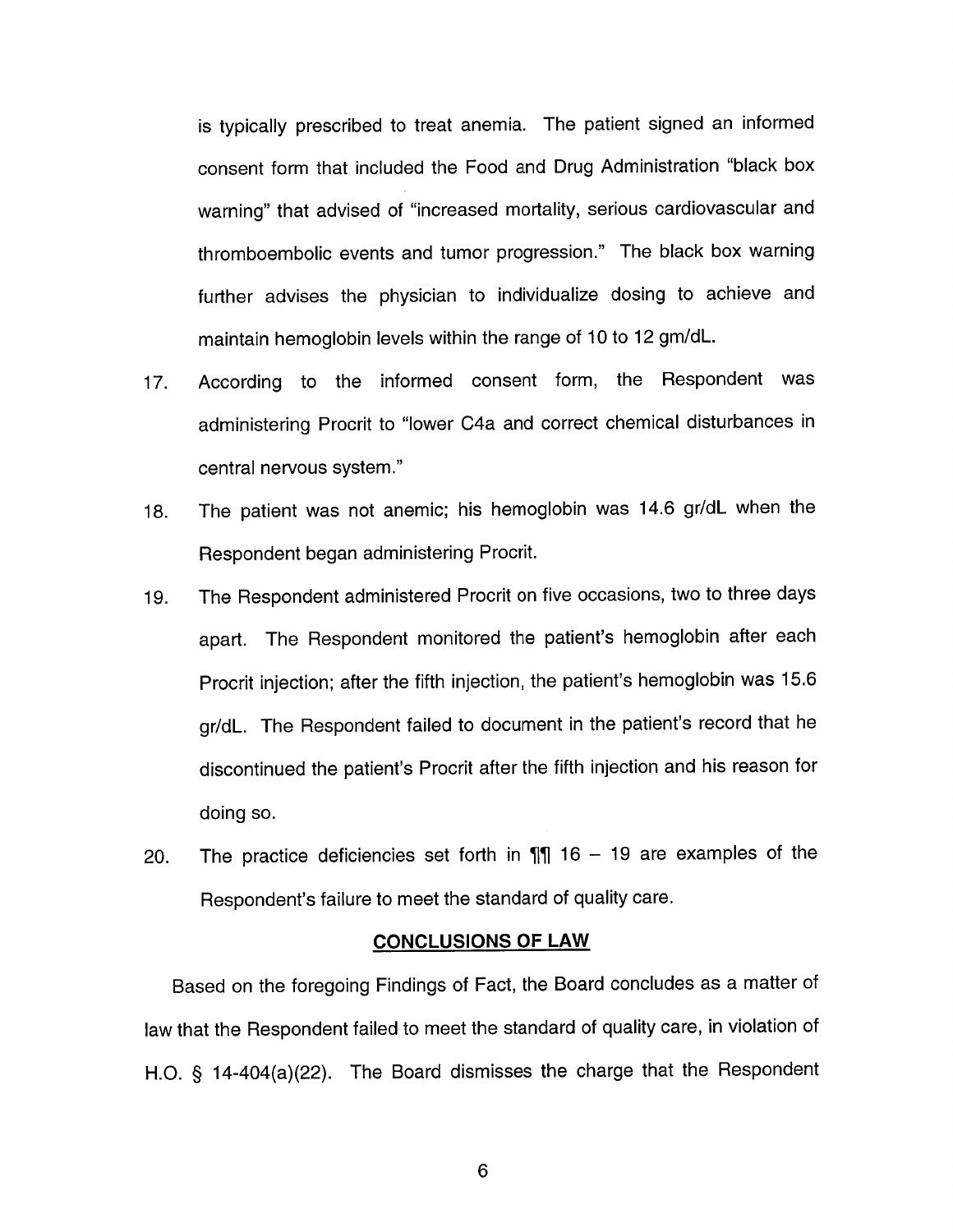is typically prescribed to treat anemia. The patient signed an informed consent form that included the Food and Drug Administration "black box warning" that advised of "increased mortality, serious cardiovascular and thromboembolic events and tumor progression." The black box warning further advises the physician to individualize dosing to achieve and maintain hemoglobin levels within the range of 10 to 12 gm/dL.

17. According to the informed consent form, the Respondent was administering Procrit to "lower C4a and correct chemical disturbances in central nervous system."

18. The patient was not anemic; his hemoglobin was 14.6 gr/dL when the Respondent began administering Procrit.

19. The Respondent administered Procrit on five occasions, two to three days apart. The Respondent monitored the patient's hemoglobin after each Procrit injection; after the fifth injection, the patient's hemoglobin was 15.6 gr/dL. The Respondent failed to document in the patient's record that he discontinued the patient's Procrit after the fifth injection and his reason for doing so.

20. The practice deficiencies set forth in ¶¶ 16 – 19 are examples of the Respondent's failure to meet the standard of quality care.

## CONCLUSIONS OF LAW

Based on the foregoing Findings of Fact, the Board concludes as a matter of law that the Respondent failed to meet the standard of quality care, in violation of H.O. § 14-404(a)(22). The Board dismisses the charge that the Respondent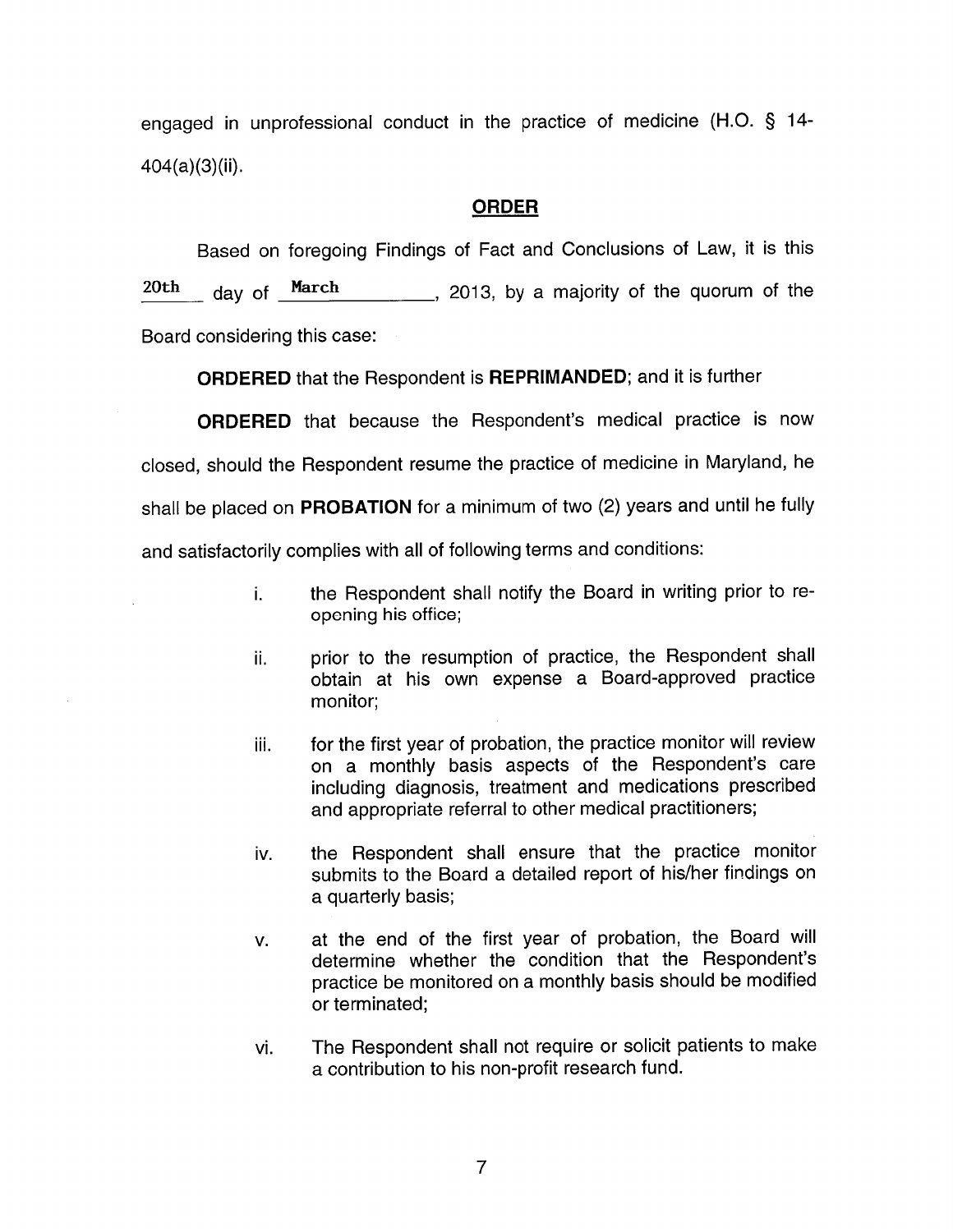engaged in unprofessional conduct in the practice of medicine (H.O. § 14-404(a)(3)(ii).

## ORDER

Based on foregoing Findings of Fact and Conclusions of Law, it is this 20th day of March, 2013, by a majority of the quorum of the Board considering this case:

**ORDERED** that the Respondent is **REPRIMANDED**; and it is further

**ORDERED** that because the Respondent's medical practice is now closed, should the Respondent resume the practice of medicine in Maryland, he shall be placed on **PROBATION** for a minimum of two (2) years and until he fully and satisfactorily complies with all of following terms and conditions:

- i. the Respondent shall notify the Board in writing prior to re-opening his office;
- ii. prior to the resumption of practice, the Respondent shall obtain at his own expense a Board-approved practice monitor;
- iii. for the first year of probation, the practice monitor will review on a monthly basis aspects of the Respondent's care including diagnosis, treatment and medications prescribed and appropriate referral to other medical practitioners;
- iv. the Respondent shall ensure that the practice monitor submits to the Board a detailed report of his/her findings on a quarterly basis;
- v. at the end of the first year of probation, the Board will determine whether the condition that the Respondent's practice be monitored on a monthly basis should be modified or terminated;
- vi. The Respondent shall not require or solicit patients to make a contribution to his non-profit research fund.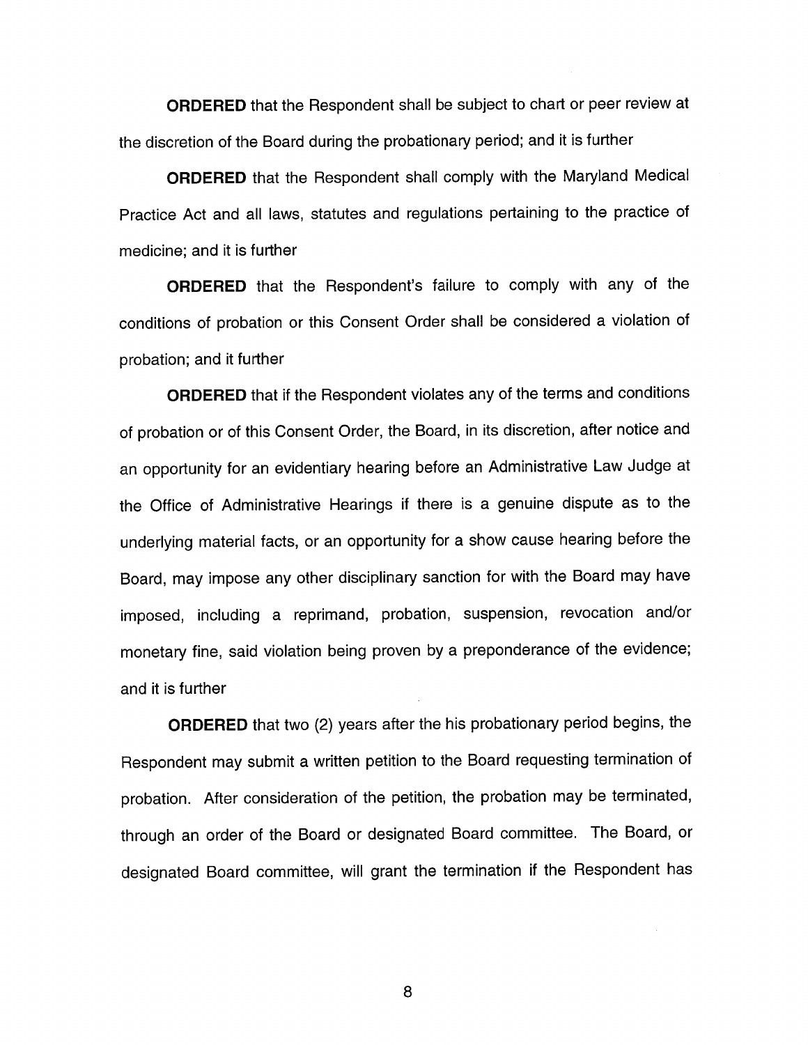**ORDERED** that the Respondent shall be subject to chart or peer review at the discretion of the Board during the probationary period; and it is further

**ORDERED** that the Respondent shall comply with the Maryland Medical Practice Act and all laws, statutes and regulations pertaining to the practice of medicine; and it is further

**ORDERED** that the Respondent's failure to comply with any of the conditions of probation or this Consent Order shall be considered a violation of probation; and it further

**ORDERED** that if the Respondent violates any of the terms and conditions of probation or of this Consent Order, the Board, in its discretion, after notice and an opportunity for an evidentiary hearing before an Administrative Law Judge at the Office of Administrative Hearings if there is a genuine dispute as to the underlying material facts, or an opportunity for a show cause hearing before the Board, may impose any other disciplinary sanction for with the Board may have imposed, including a reprimand, probation, suspension, revocation and/or monetary fine, said violation being proven by a preponderance of the evidence; and it is further

**ORDERED** that two (2) years after the his probationary period begins, the Respondent may submit a written petition to the Board requesting termination of probation. After consideration of the petition, the probation may be terminated, through an order of the Board or designated Board committee. The Board, or designated Board committee, will grant the termination if the Respondent has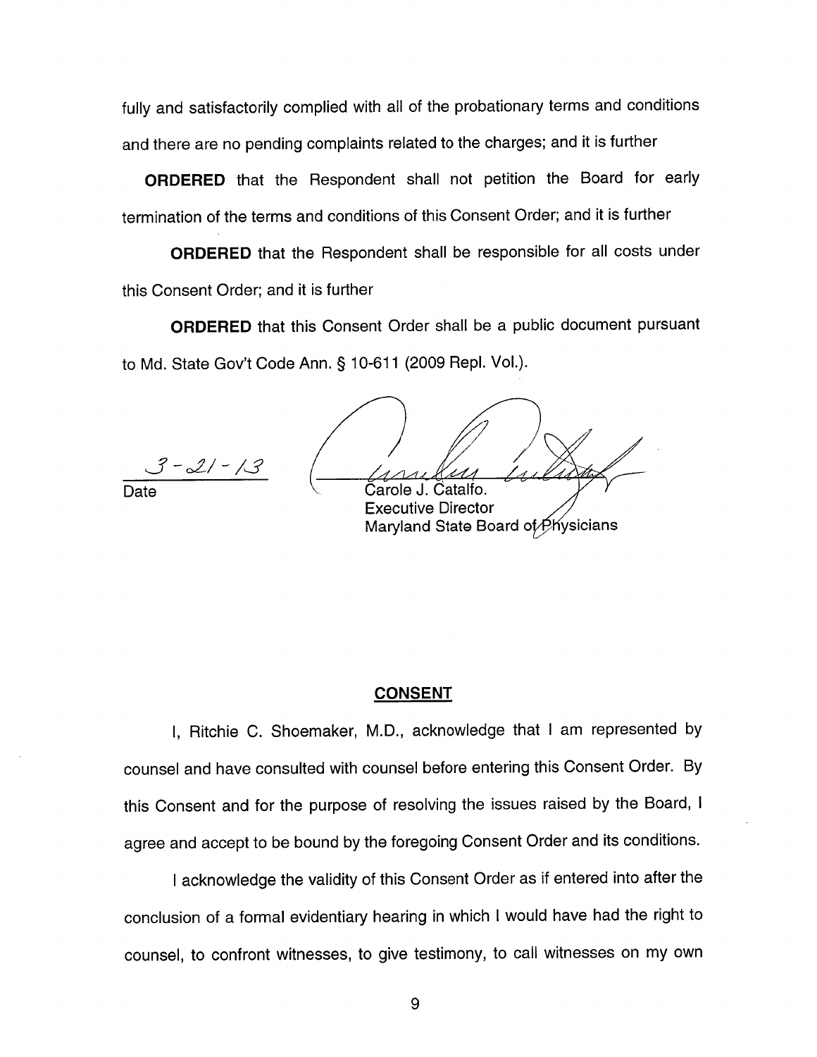fully and satisfactorily complied with all of the probationary terms and conditions and there are no pending complaints related to the charges; and it is further

**ORDERED** that the Respondent shall not petition the Board for early termination of the terms and conditions of this Consent Order; and it is further

**ORDERED** that the Respondent shall be responsible for all costs under this Consent Order; and it is further

**ORDERED** that this Consent Order shall be a public document pursuant to Md. State Gov't Code Ann. § 10-611 (2009 Repl. Vol.).

3-21-13
Date

Carole J. Catalfo.
Executive Director
Maryland State Board of Physicians

## CONSENT

I, Ritchie C. Shoemaker, M.D., acknowledge that I am represented by counsel and have consulted with counsel before entering this Consent Order. By this Consent and for the purpose of resolving the issues raised by the Board, I agree and accept to be bound by the foregoing Consent Order and its conditions.

I acknowledge the validity of this Consent Order as if entered into after the conclusion of a formal evidentiary hearing in which I would have had the right to counsel, to confront witnesses, to give testimony, to call witnesses on my own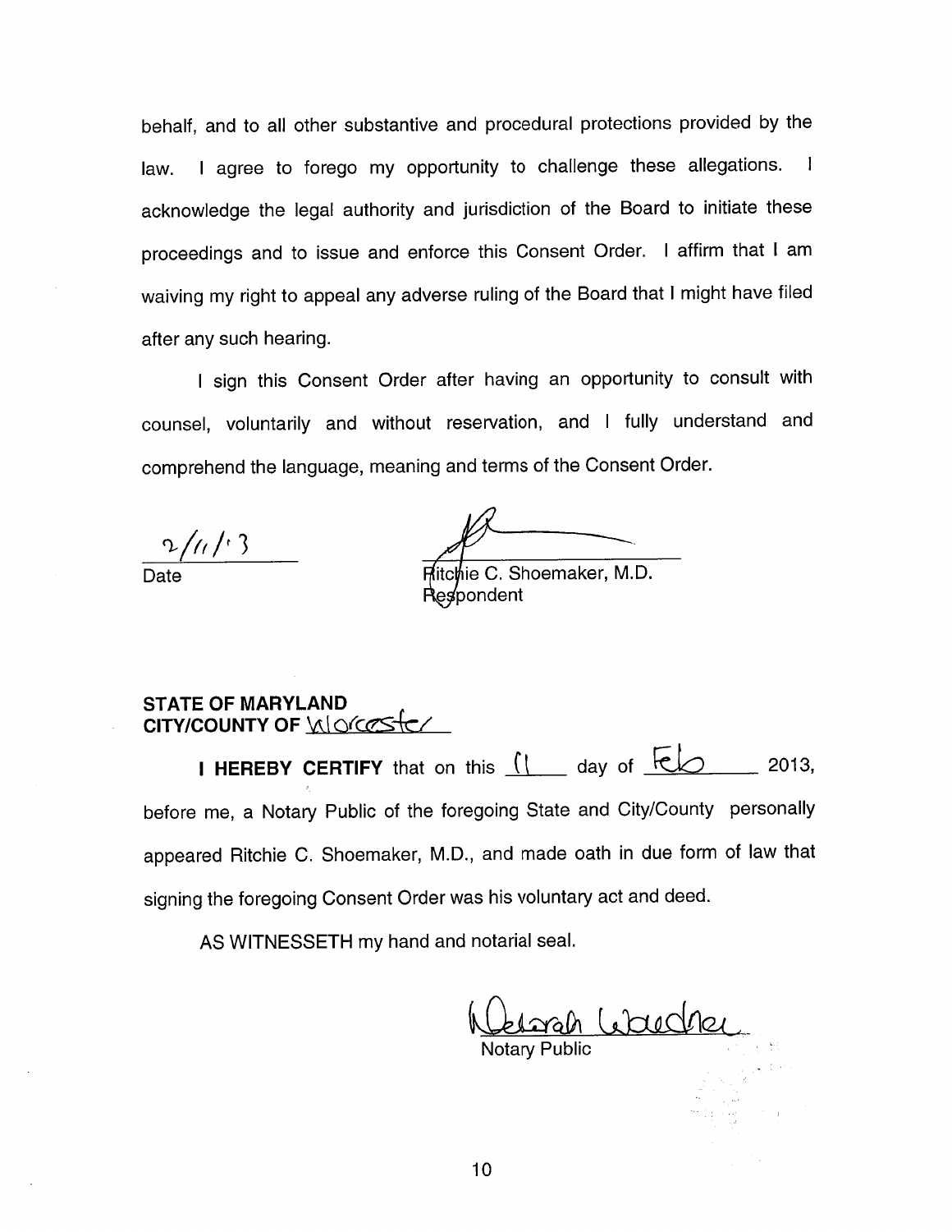behalf, and to all other substantive and procedural protections provided by the law. I agree to forego my opportunity to challenge these allegations. I acknowledge the legal authority and jurisdiction of the Board to initiate these proceedings and to issue and enforce this Consent Order. I affirm that I am waiving my right to appeal any adverse ruling of the Board that I might have filed after any such hearing.

I sign this Consent Order after having an opportunity to consult with counsel, voluntarily and without reservation, and I fully understand and comprehend the language, meaning and terms of the Consent Order.

2/11/13
Date

Ritchie C. Shoemaker, M.D.
Respondent

**STATE OF MARYLAND**
**CITY/COUNTY OF** Worcester

**I HEREBY CERTIFY** that on this 11 day of Feb 2013, before me, a Notary Public of the foregoing State and City/County personally appeared Ritchie C. Shoemaker, M.D., and made oath in due form of law that signing the foregoing Consent Order was his voluntary act and deed.

AS WITNESSETH my hand and notarial seal.

Deborah Waechter
Notary Public